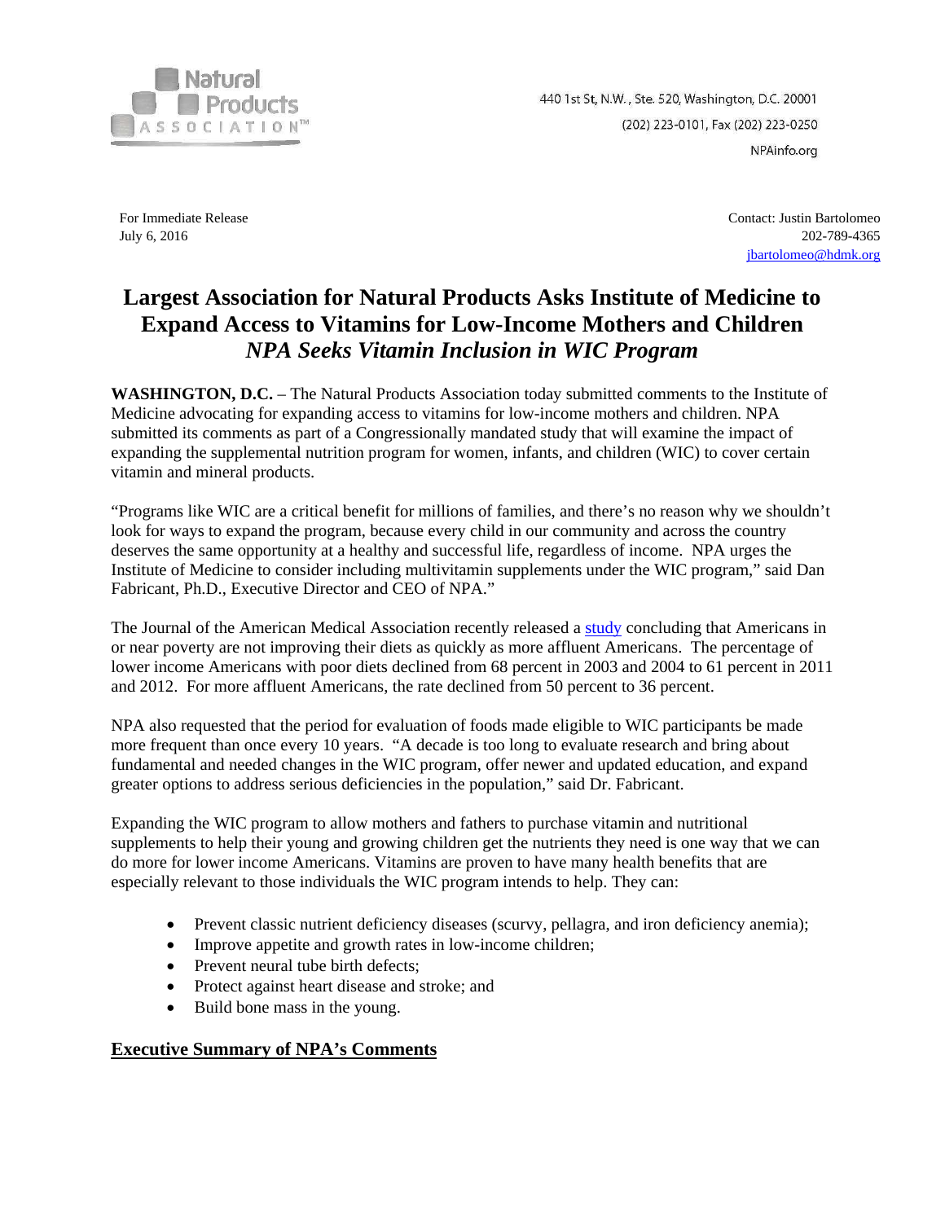Natural Products ASSOCIATION™

440 1st St, N.W., Ste. 520, Washington, D.C. 20001
(202) 223-0101, Fax (202) 223-0250
NPAinfo.org

For Immediate Release
July 6, 2016

Contact: Justin Bartolomeo
202-789-4365
jbartolomeo@hdmk.org

# Largest Association for Natural Products Asks Institute of Medicine to Expand Access to Vitamins for Low-Income Mothers and Children
## *NPA Seeks Vitamin Inclusion in WIC Program*

**WASHINGTON, D.C.** – The Natural Products Association today submitted comments to the Institute of Medicine advocating for expanding access to vitamins for low-income mothers and children. NPA submitted its comments as part of a Congressionally mandated study that will examine the impact of expanding the supplemental nutrition program for women, infants, and children (WIC) to cover certain vitamin and mineral products.

"Programs like WIC are a critical benefit for millions of families, and there's no reason why we shouldn't look for ways to expand the program, because every child in our community and across the country deserves the same opportunity at a healthy and successful life, regardless of income. NPA urges the Institute of Medicine to consider including multivitamin supplements under the WIC program," said Dan Fabricant, Ph.D., Executive Director and CEO of NPA."

The Journal of the American Medical Association recently released a study concluding that Americans in or near poverty are not improving their diets as quickly as more affluent Americans. The percentage of lower income Americans with poor diets declined from 68 percent in 2003 and 2004 to 61 percent in 2011 and 2012. For more affluent Americans, the rate declined from 50 percent to 36 percent.

NPA also requested that the period for evaluation of foods made eligible to WIC participants be made more frequent than once every 10 years. "A decade is too long to evaluate research and bring about fundamental and needed changes in the WIC program, offer newer and updated education, and expand greater options to address serious deficiencies in the population," said Dr. Fabricant.

Expanding the WIC program to allow mothers and fathers to purchase vitamin and nutritional supplements to help their young and growing children get the nutrients they need is one way that we can do more for lower income Americans. Vitamins are proven to have many health benefits that are especially relevant to those individuals the WIC program intends to help. They can:

- Prevent classic nutrient deficiency diseases (scurvy, pellagra, and iron deficiency anemia);
- Improve appetite and growth rates in low-income children;
- Prevent neural tube birth defects;
- Protect against heart disease and stroke; and
- Build bone mass in the young.

## Executive Summary of NPA's Comments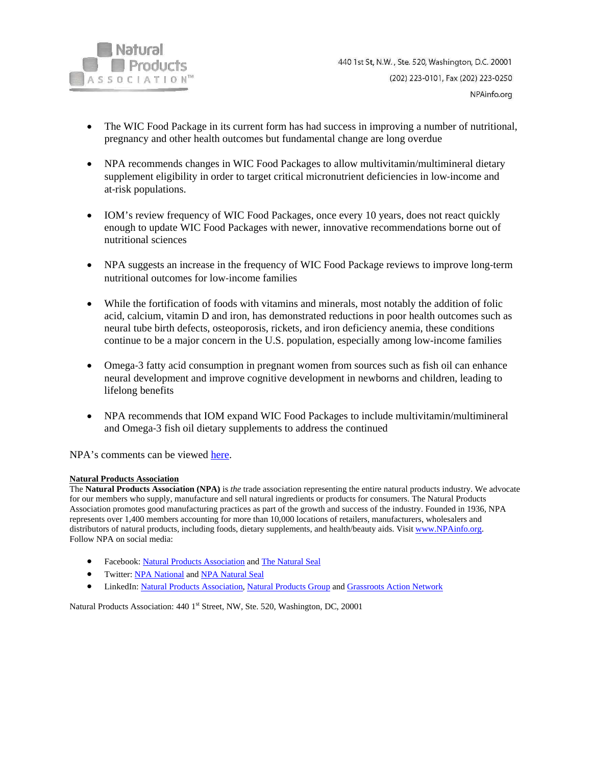- The WIC Food Package in its current form has had success in improving a number of nutritional, pregnancy and other health outcomes but fundamental change are long overdue

- NPA recommends changes in WIC Food Packages to allow multivitamin/multimineral dietary supplement eligibility in order to target critical micronutrient deficiencies in low-income and at-risk populations.

- IOM's review frequency of WIC Food Packages, once every 10 years, does not react quickly enough to update WIC Food Packages with newer, innovative recommendations borne out of nutritional sciences

- NPA suggests an increase in the frequency of WIC Food Package reviews to improve long-term nutritional outcomes for low-income families

- While the fortification of foods with vitamins and minerals, most notably the addition of folic acid, calcium, vitamin D and iron, has demonstrated reductions in poor health outcomes such as neural tube birth defects, osteoporosis, rickets, and iron deficiency anemia, these conditions continue to be a major concern in the U.S. population, especially among low-income families

- Omega-3 fatty acid consumption in pregnant women from sources such as fish oil can enhance neural development and improve cognitive development in newborns and children, leading to lifelong benefits

- NPA recommends that IOM expand WIC Food Packages to include multivitamin/multimineral and Omega-3 fish oil dietary supplements to address the continued

NPA's comments can be viewed here.

**Natural Products Association**

The **Natural Products Association (NPA)** is *the* trade association representing the entire natural products industry. We advocate for our members who supply, manufacture and sell natural ingredients or products for consumers. The Natural Products Association promotes good manufacturing practices as part of the growth and success of the industry. Founded in 1936, NPA represents over 1,400 members accounting for more than 10,000 locations of retailers, manufacturers, wholesalers and distributors of natural products, including foods, dietary supplements, and health/beauty aids. Visit www.NPAinfo.org.
Follow NPA on social media:

- Facebook: Natural Products Association and The Natural Seal
- Twitter: NPA National and NPA Natural Seal
- LinkedIn: Natural Products Association, Natural Products Group and Grassroots Action Network

Natural Products Association: 440 1st Street, NW, Ste. 520, Washington, DC, 20001